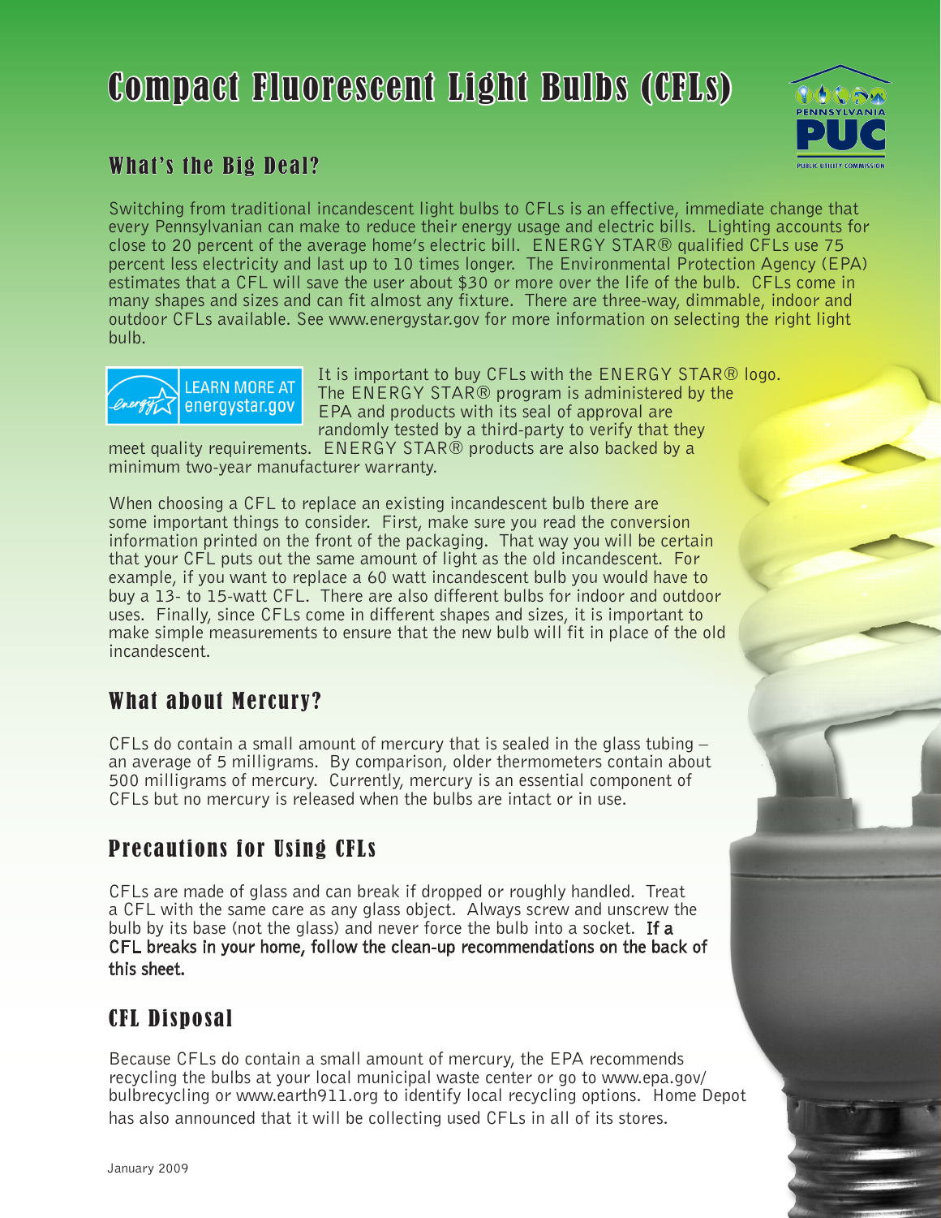# Compact Fluorescent Light Bulbs (CFLs)

## What's the Big Deal?

Switching from traditional incandescent light bulbs to CFLs is an effective, immediate change that every Pennsylvanian can make to reduce their energy usage and electric bills. Lighting accounts for close to 20 percent of the average home's electric bill. ENERGY STAR® qualified CFLs use 75 percent less electricity and last up to 10 times longer. The Environmental Protection Agency (EPA) estimates that a CFL will save the user about $30 or more over the life of the bulb. CFLs come in many shapes and sizes and can fit almost any fixture. There are three-way, dimmable, indoor and outdoor CFLs available. See www.energystar.gov for more information on selecting the right light bulb.

LEARN MORE AT energystar.gov

It is important to buy CFLs with the ENERGY STAR® logo. The ENERGY STAR® program is administered by the EPA and products with its seal of approval are randomly tested by a third-party to verify that they meet quality requirements. ENERGY STAR® products are also backed by a minimum two-year manufacturer warranty.

When choosing a CFL to replace an existing incandescent bulb there are some important things to consider. First, make sure you read the conversion information printed on the front of the packaging. That way you will be certain that your CFL puts out the same amount of light as the old incandescent. For example, if you want to replace a 60 watt incandescent bulb you would have to buy a 13- to 15-watt CFL. There are also different bulbs for indoor and outdoor uses. Finally, since CFLs come in different shapes and sizes, it is important to make simple measurements to ensure that the new bulb will fit in place of the old incandescent.

## What about Mercury?

CFLs do contain a small amount of mercury that is sealed in the glass tubing – an average of 5 milligrams. By comparison, older thermometers contain about 500 milligrams of mercury. Currently, mercury is an essential component of CFLs but no mercury is released when the bulbs are intact or in use.

## Precautions for Using CFLs

CFLs are made of glass and can break if dropped or roughly handled. Treat a CFL with the same care as any glass object. Always screw and unscrew the bulb by its base (not the glass) and never force the bulb into a socket. **If a CFL breaks in your home, follow the clean-up recommendations on the back of this sheet.**

## CFL Disposal

Because CFLs do contain a small amount of mercury, the EPA recommends recycling the bulbs at your local municipal waste center or go to www.epa.gov/bulbrecycling or www.earth911.org to identify local recycling options. Home Depot has also announced that it will be collecting used CFLs in all of its stores.

January 2009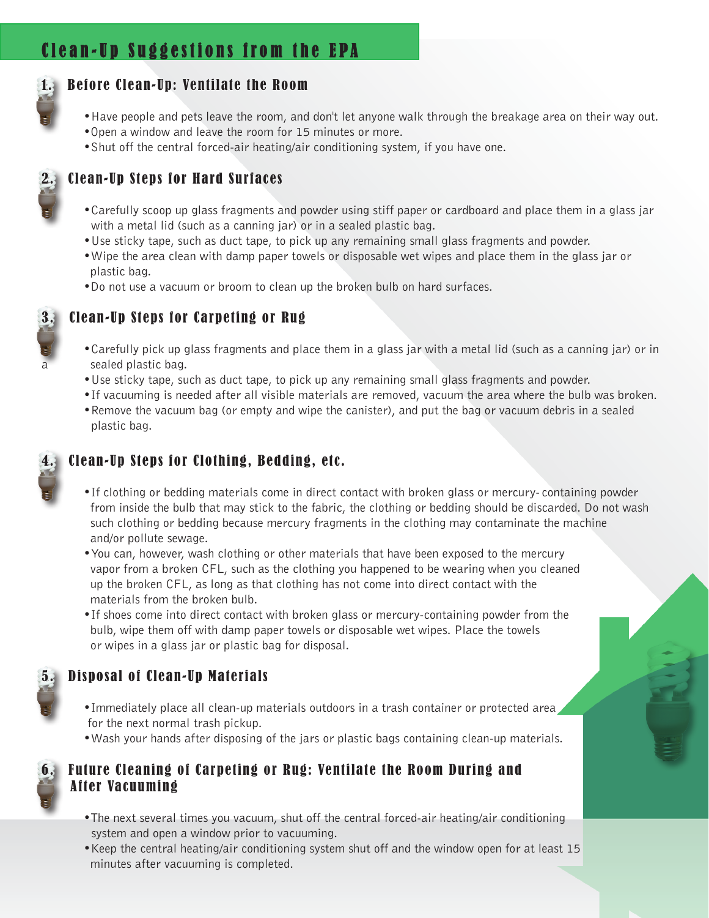# Clean-Up Suggestions from the EPA

## 1. Before Clean-Up: Ventilate the Room

- Have people and pets leave the room, and don't let anyone walk through the breakage area on their way out.
- Open a window and leave the room for 15 minutes or more.
- Shut off the central forced-air heating/air conditioning system, if you have one.

## 2. Clean-Up Steps for Hard Surfaces

- Carefully scoop up glass fragments and powder using stiff paper or cardboard and place them in a glass jar with a metal lid (such as a canning jar) or in a sealed plastic bag.
- Use sticky tape, such as duct tape, to pick up any remaining small glass fragments and powder.
- Wipe the area clean with damp paper towels or disposable wet wipes and place them in the glass jar or plastic bag.
- Do not use a vacuum or broom to clean up the broken bulb on hard surfaces.

## 3. Clean-Up Steps for Carpeting or Rug

- Carefully pick up glass fragments and place them in a glass jar with a metal lid (such as a canning jar) or in a sealed plastic bag.
- Use sticky tape, such as duct tape, to pick up any remaining small glass fragments and powder.
- If vacuuming is needed after all visible materials are removed, vacuum the area where the bulb was broken.
- Remove the vacuum bag (or empty and wipe the canister), and put the bag or vacuum debris in a sealed plastic bag.

## 4. Clean-Up Steps for Clothing, Bedding, etc.

- If clothing or bedding materials come in direct contact with broken glass or mercury- containing powder from inside the bulb that may stick to the fabric, the clothing or bedding should be discarded. Do not wash such clothing or bedding because mercury fragments in the clothing may contaminate the machine and/or pollute sewage.
- You can, however, wash clothing or other materials that have been exposed to the mercury vapor from a broken CFL, such as the clothing you happened to be wearing when you cleaned up the broken CFL, as long as that clothing has not come into direct contact with the materials from the broken bulb.
- If shoes come into direct contact with broken glass or mercury-containing powder from the bulb, wipe them off with damp paper towels or disposable wet wipes. Place the towels or wipes in a glass jar or plastic bag for disposal.

## 5. Disposal of Clean-Up Materials

- Immediately place all clean-up materials outdoors in a trash container or protected area for the next normal trash pickup.
- Wash your hands after disposing of the jars or plastic bags containing clean-up materials.

## 6. Future Cleaning of Carpeting or Rug: Ventilate the Room During and After Vacuuming

- The next several times you vacuum, shut off the central forced-air heating/air conditioning system and open a window prior to vacuuming.
- Keep the central heating/air conditioning system shut off and the window open for at least 15 minutes after vacuuming is completed.